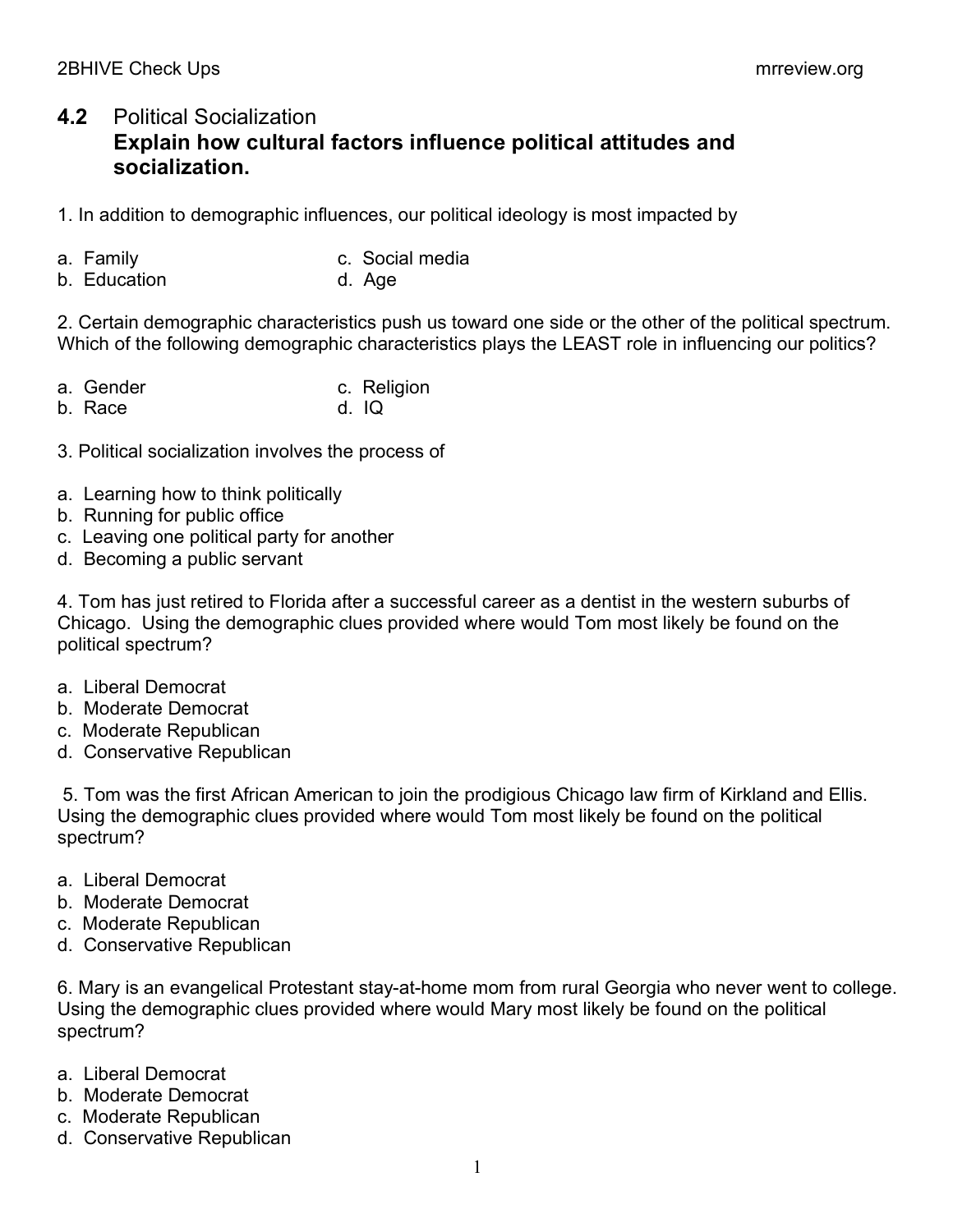## 4.2 Political Socialization

### Explain how cultural factors influence political attitudes and socialization.

1. In addition to demographic influences, our political ideology is most impacted by

a. Family
b. Education
c. Social media
d. Age

2. Certain demographic characteristics push us toward one side or the other of the political spectrum. Which of the following demographic characteristics plays the LEAST role in influencing our politics?

a. Gender
b. Race
c. Religion
d. IQ

3. Political socialization involves the process of

a. Learning how to think politically
b. Running for public office
c. Leaving one political party for another
d. Becoming a public servant

4. Tom has just retired to Florida after a successful career as a dentist in the western suburbs of Chicago. Using the demographic clues provided where would Tom most likely be found on the political spectrum?

a. Liberal Democrat
b. Moderate Democrat
c. Moderate Republican
d. Conservative Republican

5. Tom was the first African American to join the prodigious Chicago law firm of Kirkland and Ellis. Using the demographic clues provided where would Tom most likely be found on the political spectrum?

a. Liberal Democrat
b. Moderate Democrat
c. Moderate Republican
d. Conservative Republican

6. Mary is an evangelical Protestant stay-at-home mom from rural Georgia who never went to college. Using the demographic clues provided where would Mary most likely be found on the political spectrum?

a. Liberal Democrat
b. Moderate Democrat
c. Moderate Republican
d. Conservative Republican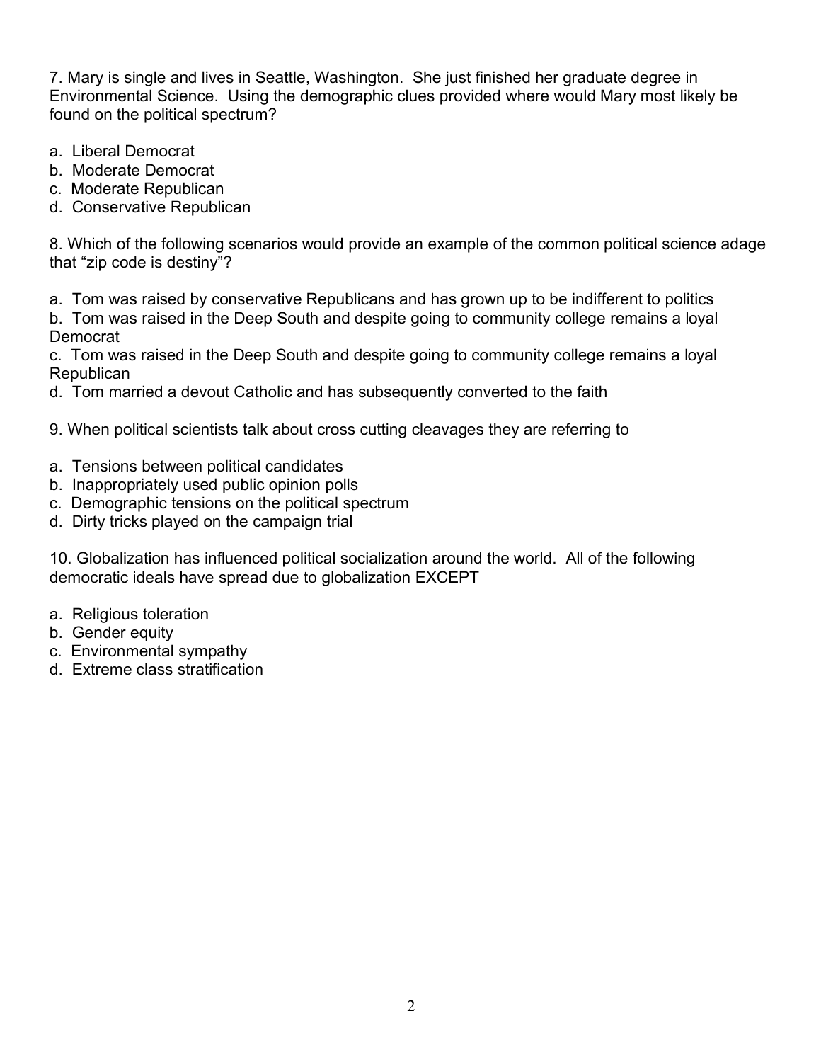7. Mary is single and lives in Seattle, Washington. She just finished her graduate degree in Environmental Science. Using the demographic clues provided where would Mary most likely be found on the political spectrum?

a. Liberal Democrat
b. Moderate Democrat
c. Moderate Republican
d. Conservative Republican

8. Which of the following scenarios would provide an example of the common political science adage that “zip code is destiny”?

a. Tom was raised by conservative Republicans and has grown up to be indifferent to politics
b. Tom was raised in the Deep South and despite going to community college remains a loyal Democrat
c. Tom was raised in the Deep South and despite going to community college remains a loyal Republican
d. Tom married a devout Catholic and has subsequently converted to the faith

9. When political scientists talk about cross cutting cleavages they are referring to

a. Tensions between political candidates
b. Inappropriately used public opinion polls
c. Demographic tensions on the political spectrum
d. Dirty tricks played on the campaign trial

10. Globalization has influenced political socialization around the world. All of the following democratic ideals have spread due to globalization EXCEPT

a. Religious toleration
b. Gender equity
c. Environmental sympathy
d. Extreme class stratification